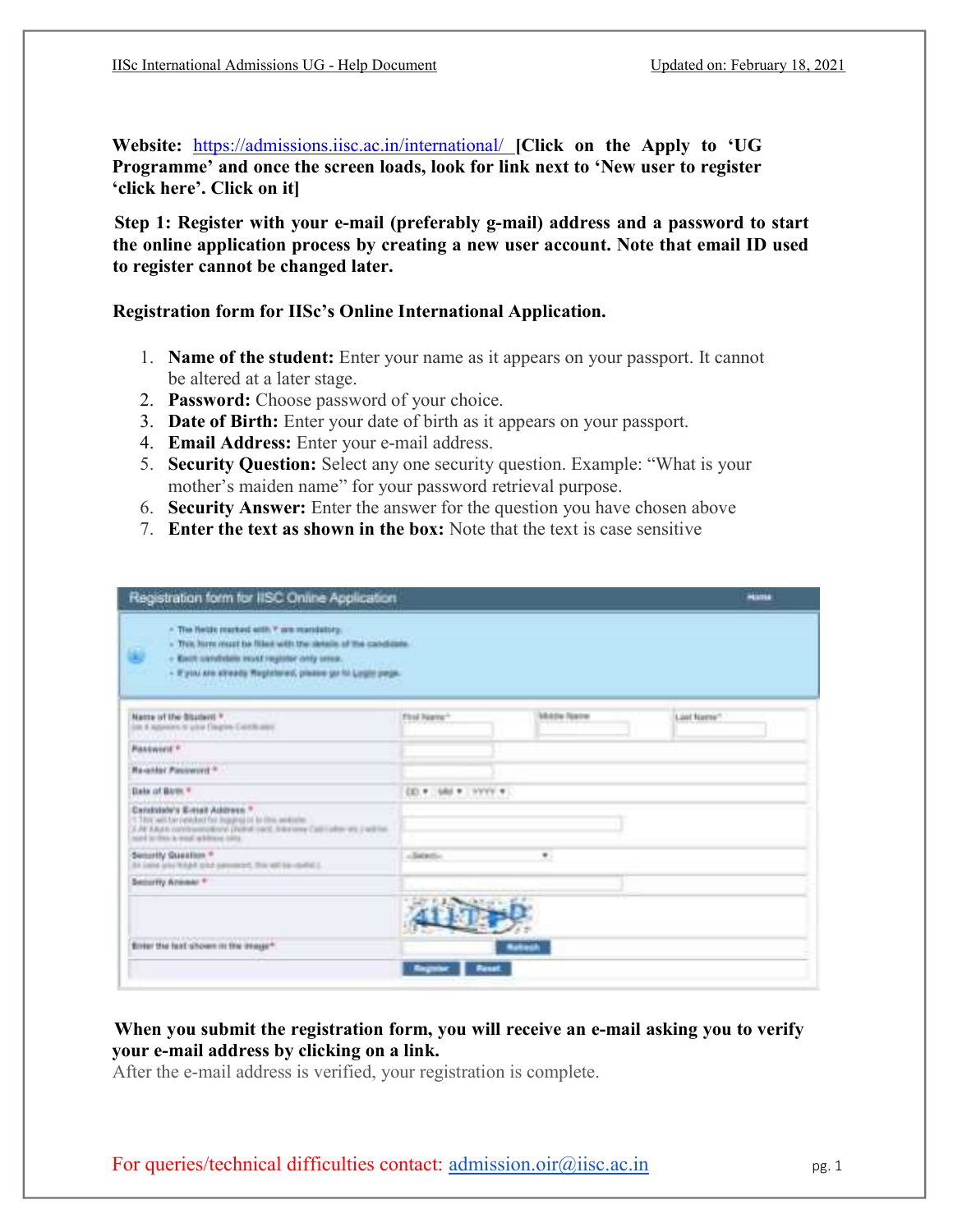**Website:** https://admissions.iisc.ac.in/international/ **[Click on the Apply to 'UG Programme' and once the screen loads, look for link next to 'New user to register 'click here'. Click on it]**

**Step 1: Register with your e-mail (preferably g-mail) address and a password to start the online application process by creating a new user account. Note that email ID used to register cannot be changed later.**

**Registration form for IISc's Online International Application.**

1. **Name of the student:** Enter your name as it appears on your passport. It cannot be altered at a later stage.
2. **Password:** Choose password of your choice.
3. **Date of Birth:** Enter your date of birth as it appears on your passport.
4. **Email Address:** Enter your e-mail address.
5. **Security Question:** Select any one security question. Example: "What is your mother's maiden name" for your password retrieval purpose.
6. **Security Answer:** Enter the answer for the question you have chosen above
7. **Enter the text as shown in the box:** Note that the text is case sensitive

**When you submit the registration form, you will receive an e-mail asking you to verify your e-mail address by clicking on a link.**

After the e-mail address is verified, your registration is complete.

For queries/technical difficulties contact: admission.oir@iisc.ac.in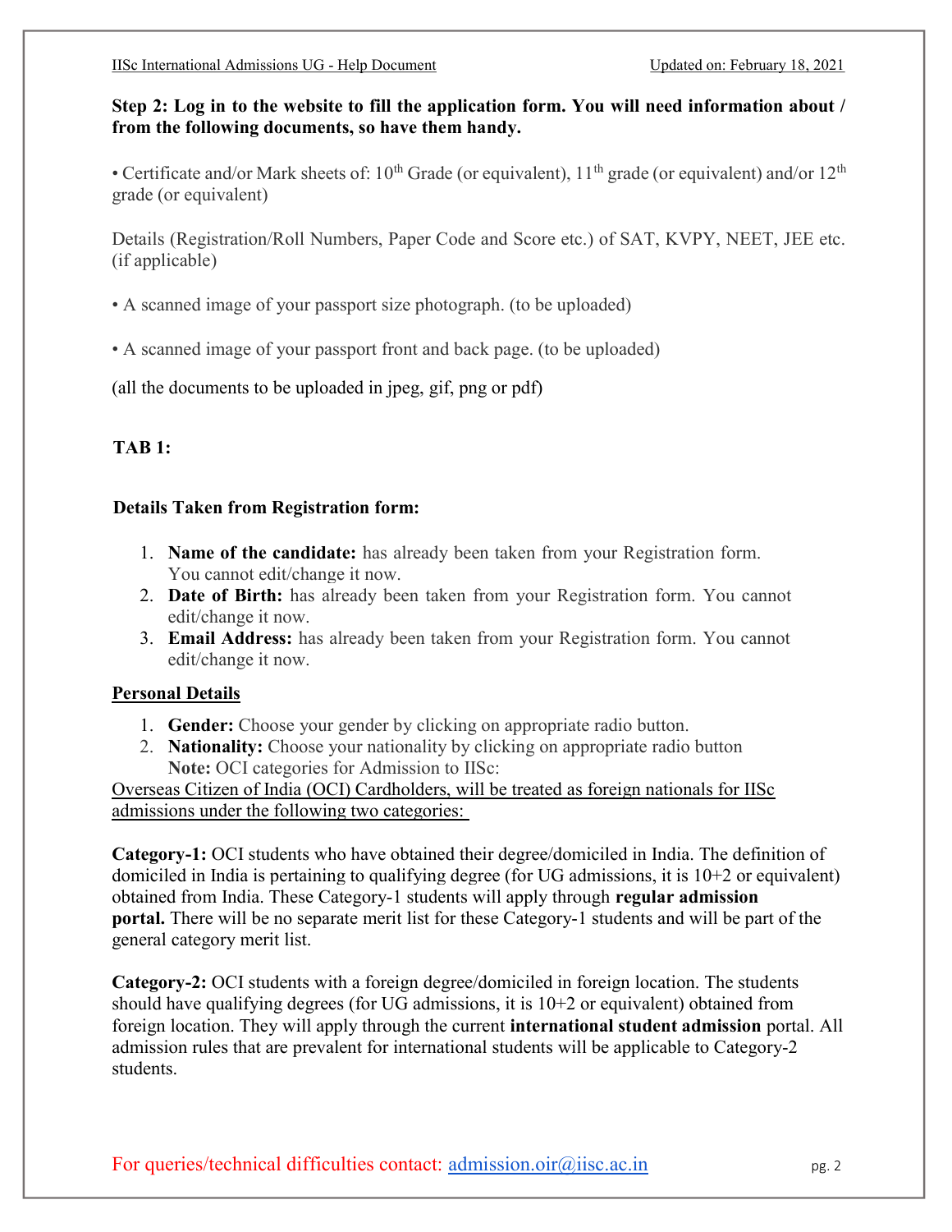**Step 2: Log in to the website to fill the application form. You will need information about / from the following documents, so have them handy.**

• Certificate and/or Mark sheets of: 10th Grade (or equivalent), 11th grade (or equivalent) and/or 12th grade (or equivalent)

Details (Registration/Roll Numbers, Paper Code and Score etc.) of SAT, KVPY, NEET, JEE etc. (if applicable)

• A scanned image of your passport size photograph. (to be uploaded)

• A scanned image of your passport front and back page. (to be uploaded)

(all the documents to be uploaded in jpeg, gif, png or pdf)

**TAB 1:**

**Details Taken from Registration form:**

1. **Name of the candidate:** has already been taken from your Registration form. You cannot edit/change it now.
2. **Date of Birth:** has already been taken from your Registration form. You cannot edit/change it now.
3. **Email Address:** has already been taken from your Registration form. You cannot edit/change it now.

**Personal Details**

1. **Gender:** Choose your gender by clicking on appropriate radio button.
2. **Nationality:** Choose your nationality by clicking on appropriate radio button
   **Note:** OCI categories for Admission to IISc:

Overseas Citizen of India (OCI) Cardholders, will be treated as foreign nationals for IISc admissions under the following two categories:

**Category-1:** OCI students who have obtained their degree/domiciled in India. The definition of domiciled in India is pertaining to qualifying degree (for UG admissions, it is 10+2 or equivalent) obtained from India. These Category-1 students will apply through **regular admission portal.** There will be no separate merit list for these Category-1 students and will be part of the general category merit list.

**Category-2:** OCI students with a foreign degree/domiciled in foreign location. The students should have qualifying degrees (for UG admissions, it is 10+2 or equivalent) obtained from foreign location. They will apply through the current **international student admission** portal. All admission rules that are prevalent for international students will be applicable to Category-2 students.

For queries/technical difficulties contact: admission.oir@iisc.ac.in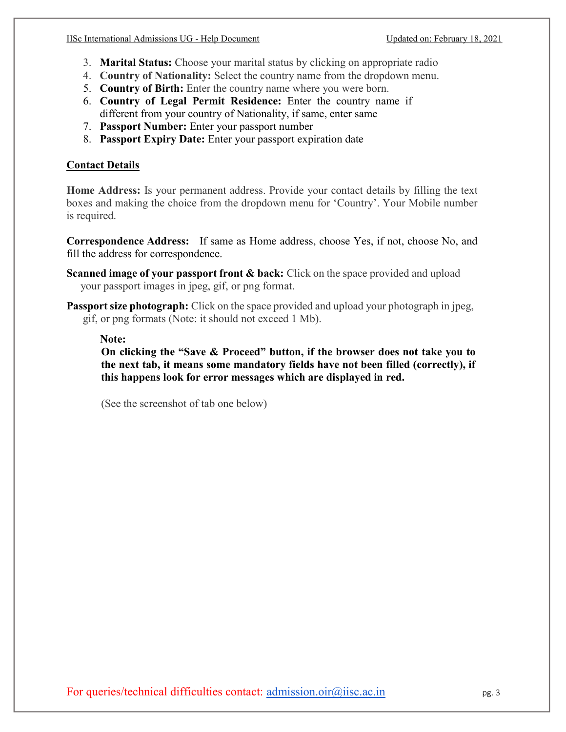3. **Marital Status:** Choose your marital status by clicking on appropriate radio
4. **Country of Nationality:** Select the country name from the dropdown menu.
5. **Country of Birth:** Enter the country name where you were born.
6. **Country of Legal Permit Residence:** Enter the country name if different from your country of Nationality, if same, enter same
7. **Passport Number:** Enter your passport number
8. **Passport Expiry Date:** Enter your passport expiration date

## Contact Details

**Home Address:** Is your permanent address. Provide your contact details by filling the text boxes and making the choice from the dropdown menu for 'Country'. Your Mobile number is required.

**Correspondence Address:** If same as Home address, choose Yes, if not, choose No, and fill the address for correspondence.

**Scanned image of your passport front & back:** Click on the space provided and upload your passport images in jpeg, gif, or png format.

**Passport size photograph:** Click on the space provided and upload your photograph in jpeg, gif, or png formats (Note: it should not exceed 1 Mb).

> **Note:**
> **On clicking the "Save & Proceed" button, if the browser does not take you to the next tab, it means some mandatory fields have not been filled (correctly), if this happens look for error messages which are displayed in red.**
>
> (See the screenshot of tab one below)

For queries/technical difficulties contact: admission.oir@iisc.ac.in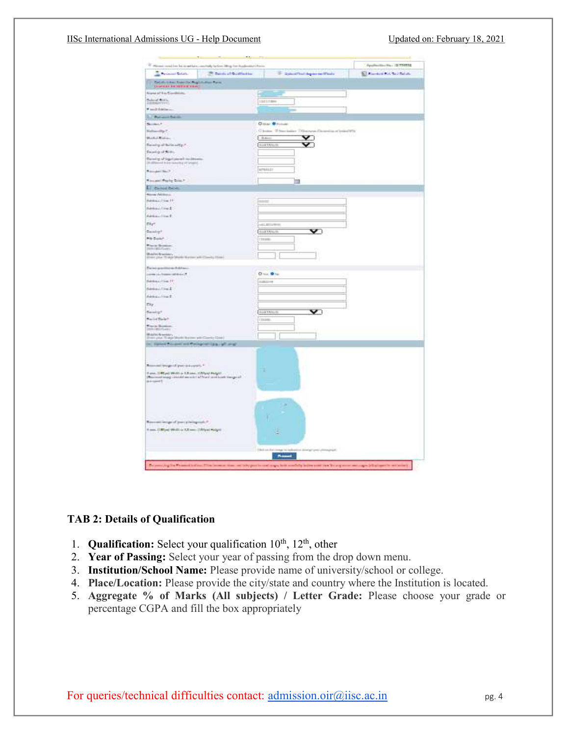## TAB 2: Details of Qualification

1. **Qualification:** Select your qualification 10th, 12th, other
2. **Year of Passing:** Select your year of passing from the drop down menu.
3. **Institution/School Name:** Please provide name of university/school or college.
4. **Place/Location:** Please provide the city/state and country where the Institution is located.
5. **Aggregate % of Marks (All subjects) / Letter Grade:** Please choose your grade or percentage CGPA and fill the box appropriately

For queries/technical difficulties contact: admission.oir@iisc.ac.in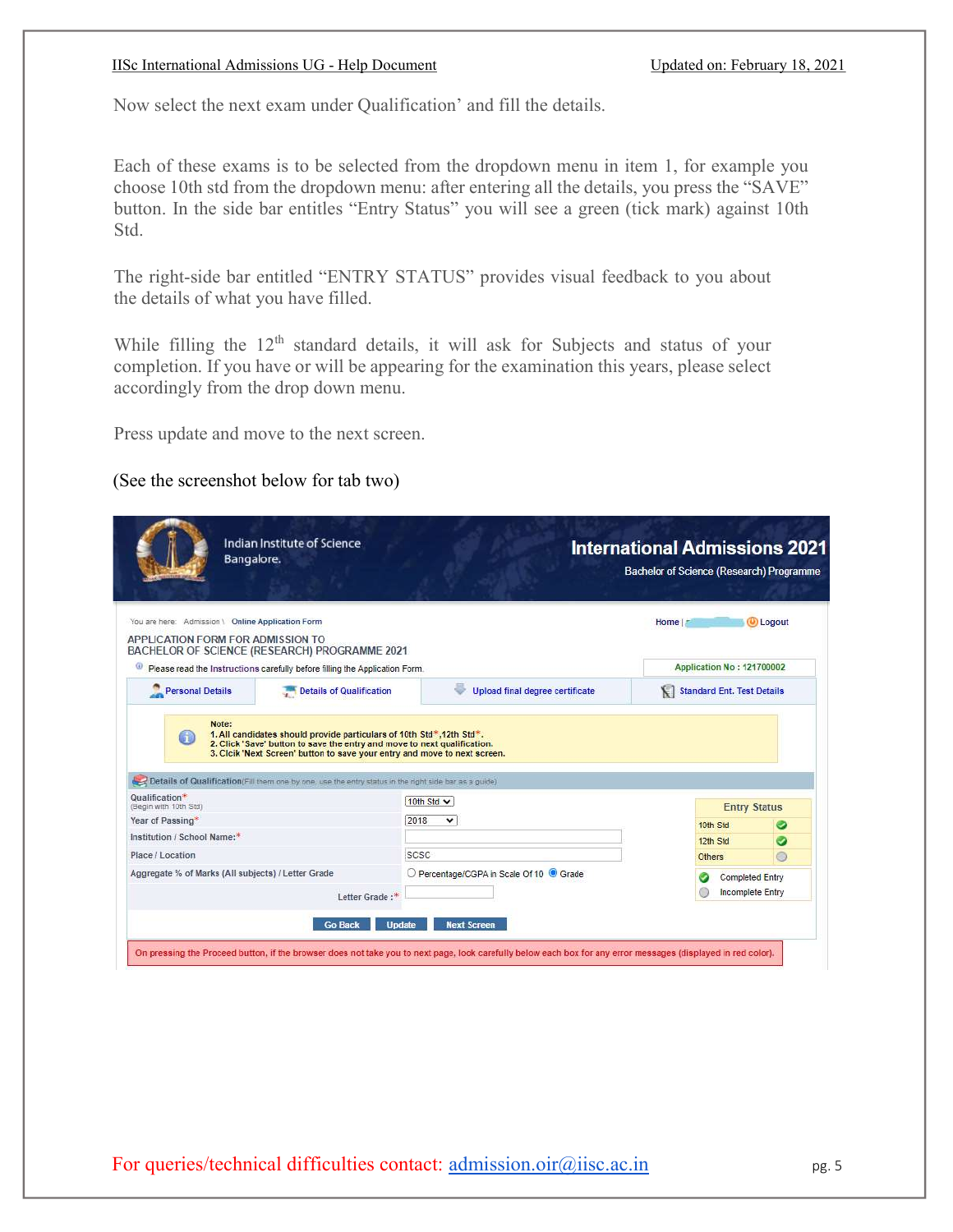Now select the next exam under Qualification' and fill the details.

Each of these exams is to be selected from the dropdown menu in item 1, for example you choose 10th std from the dropdown menu: after entering all the details, you press the "SAVE" button. In the side bar entitles "Entry Status" you will see a green (tick mark) against 10th Std.

The right-side bar entitled "ENTRY STATUS" provides visual feedback to you about the details of what you have filled.

While filling the 12th standard details, it will ask for Subjects and status of your completion. If you have or will be appearing for the examination this years, please select accordingly from the drop down menu.

Press update and move to the next screen.

(See the screenshot below for tab two)

Indian Institute of Science
Bangalore.

**International Admissions 2021**
Bachelor of Science (Research) Programme

You are here: Admission \ Online Application Form

Home | Logout

APPLICATION FORM FOR ADMISSION TO
BACHELOR OF SCIENCE (RESEARCH) PROGRAMME 2021

Please read the Instructions carefully before filling the Application Form.

Application No : 121700002

Personal Details | Details of Qualification | Upload final degree certificate | Standard Ent. Test Details

Note:
1. All candidates should provide particulars of 10th Std*,12th Std*.
2. Click 'Save' button to save the entry and move to next qualification.
3. Click 'Next Screen' button to save your entry and move to next screen.

Details of Qualification(Fill them one by one. use the entry status in the right side bar as a guide)

| Field | Value |
|---|---|
| Qualification* (Begin with 10th Std) | 10th Std |
| Year of Passing* | 2018 |
| Institution / School Name:* | |
| Place / Location | SCSC |
| Aggregate % of Marks (All subjects) / Letter Grade | Percentage/CGPA in Scale Of 10 / Grade |
| Letter Grade :* | |

| Entry Status | |
|---|---|
| 10th Std | ✔ |
| 12th Std | ✔ |
| Others | ○ |

✔ Completed Entry
○ Incomplete Entry

Go Back | Update | Next Screen

On pressing the Proceed button, if the browser does not take you to next page, look carefully below each box for any error messages (displayed in red color).

For queries/technical difficulties contact: admission.oir@iisc.ac.in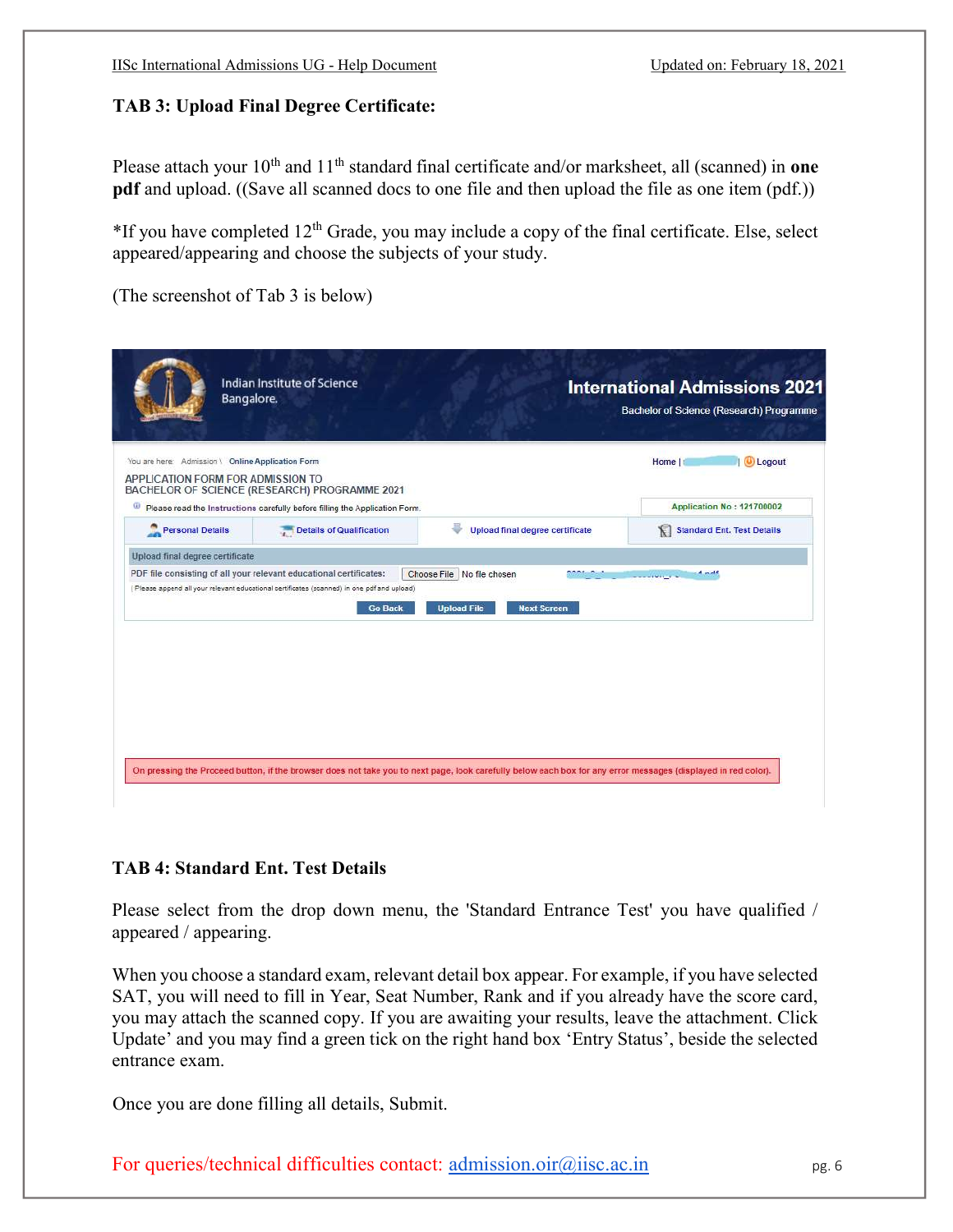**TAB 3: Upload Final Degree Certificate:**

Please attach your 10th and 11th standard final certificate and/or marksheet, all (scanned) in **one pdf** and upload. ((Save all scanned docs to one file and then upload the file as one item (pdf.))

*If you have completed 12th Grade, you may include a copy of the final certificate. Else, select appeared/appearing and choose the subjects of your study.

(The screenshot of Tab 3 is below)

Indian Institute of Science Bangalore.

International Admissions 2021

Bachelor of Science (Research) Programme

You are here: Admission \ Online Application Form

Home | | Logout

APPLICATION FORM FOR ADMISSION TO BACHELOR OF SCIENCE (RESEARCH) PROGRAMME 2021

Please read the Instructions carefully before filling the Application Form.

Application No : 121700002

Personal Details | Details of Qualification | Upload final degree certificate | Standard Ent. Test Details

Upload final degree certificate

PDF file consisting of all your relevant educational certificates: Choose File No file chosen

(Please append all your relevant educational certificates (scanned) in one pdf and upload)

Go Back | Upload File | Next Screen

On pressing the Proceed button, if the browser does not take you to next page, look carefully below each box for any error messages (displayed in red color).

**TAB 4: Standard Ent. Test Details**

Please select from the drop down menu, the 'Standard Entrance Test' you have qualified / appeared / appearing.

When you choose a standard exam, relevant detail box appear. For example, if you have selected SAT, you will need to fill in Year, Seat Number, Rank and if you already have the score card, you may attach the scanned copy. If you are awaiting your results, leave the attachment. Click Update' and you may find a green tick on the right hand box 'Entry Status', beside the selected entrance exam.

Once you are done filling all details, Submit.

For queries/technical difficulties contact: admission.oir@iisc.ac.in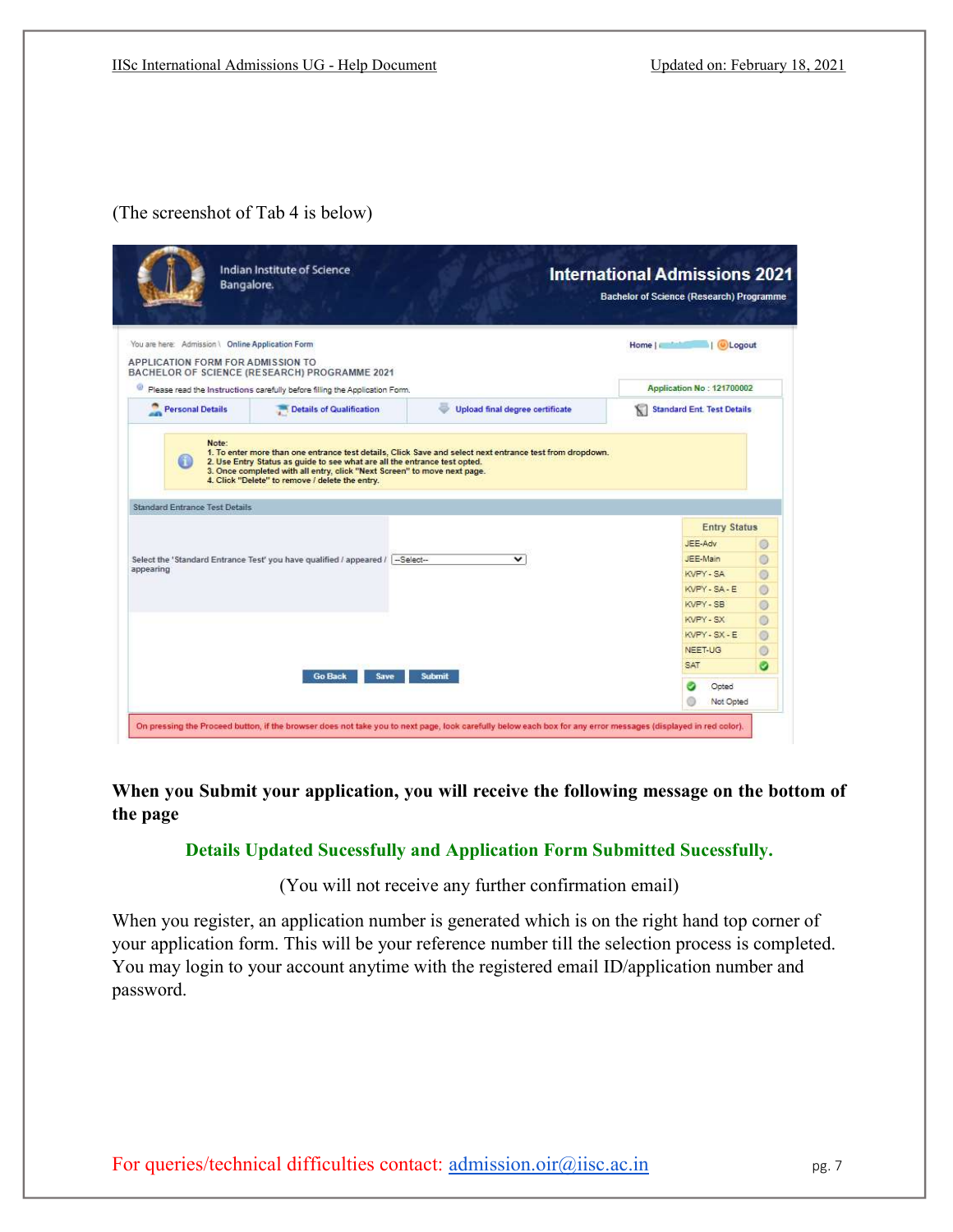(The screenshot of Tab 4 is below)

**When you Submit your application, you will receive the following message on the bottom of the page**

**Details Updated Sucessfully and Application Form Submitted Sucessfully.**

(You will not receive any further confirmation email)

When you register, an application number is generated which is on the right hand top corner of your application form. This will be your reference number till the selection process is completed. You may login to your account anytime with the registered email ID/application number and password.

For queries/technical difficulties contact: admission.oir@iisc.ac.in